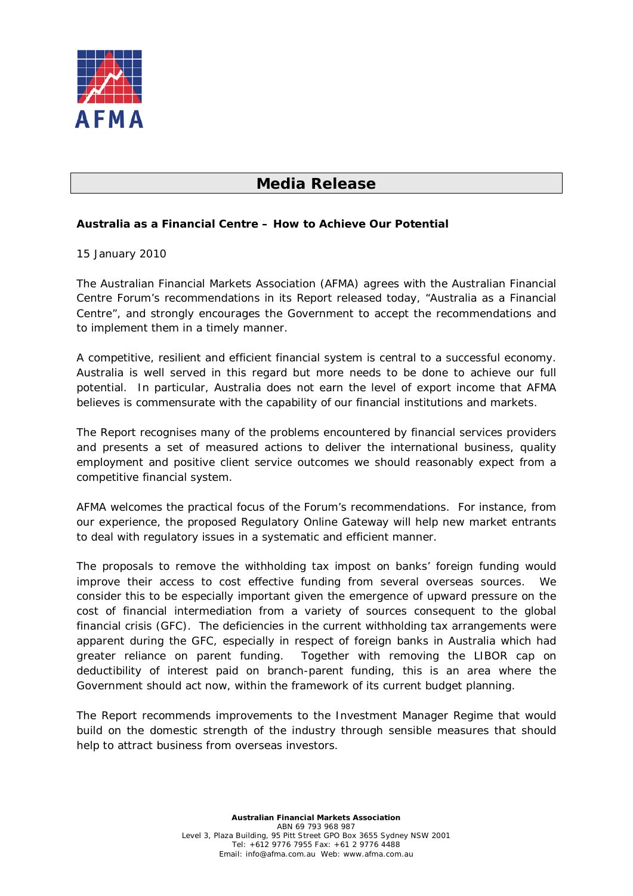AFMA

# Media Release

**Australia as a Financial Centre – How to Achieve Our Potential**

15 January 2010

The Australian Financial Markets Association (AFMA) agrees with the Australian Financial Centre Forum's recommendations in its Report released today, "Australia as a Financial Centre", and strongly encourages the Government to accept the recommendations and to implement them in a timely manner.

A competitive, resilient and efficient financial system is central to a successful economy. Australia is well served in this regard but more needs to be done to achieve our full potential. In particular, Australia does not earn the level of export income that AFMA believes is commensurate with the capability of our financial institutions and markets.

The Report recognises many of the problems encountered by financial services providers and presents a set of measured actions to deliver the international business, quality employment and positive client service outcomes we should reasonably expect from a competitive financial system.

AFMA welcomes the practical focus of the Forum's recommendations. For instance, from our experience, the proposed Regulatory Online Gateway will help new market entrants to deal with regulatory issues in a systematic and efficient manner.

The proposals to remove the withholding tax impost on banks' foreign funding would improve their access to cost effective funding from several overseas sources. We consider this to be especially important given the emergence of upward pressure on the cost of financial intermediation from a variety of sources consequent to the global financial crisis (GFC). The deficiencies in the current withholding tax arrangements were apparent during the GFC, especially in respect of foreign banks in Australia which had greater reliance on parent funding. Together with removing the LIBOR cap on deductibility of interest paid on branch-parent funding, this is an area where the Government should act now, within the framework of its current budget planning.

The Report recommends improvements to the Investment Manager Regime that would build on the domestic strength of the industry through sensible measures that should help to attract business from overseas investors.

**Australian Financial Markets Association**
ABN 69 793 968 987
Level 3, Plaza Building, 95 Pitt Street GPO Box 3655 Sydney NSW 2001
Tel: +612 9776 7955 Fax: +61 2 9776 4488
Email: info@afma.com.au Web: www.afma.com.au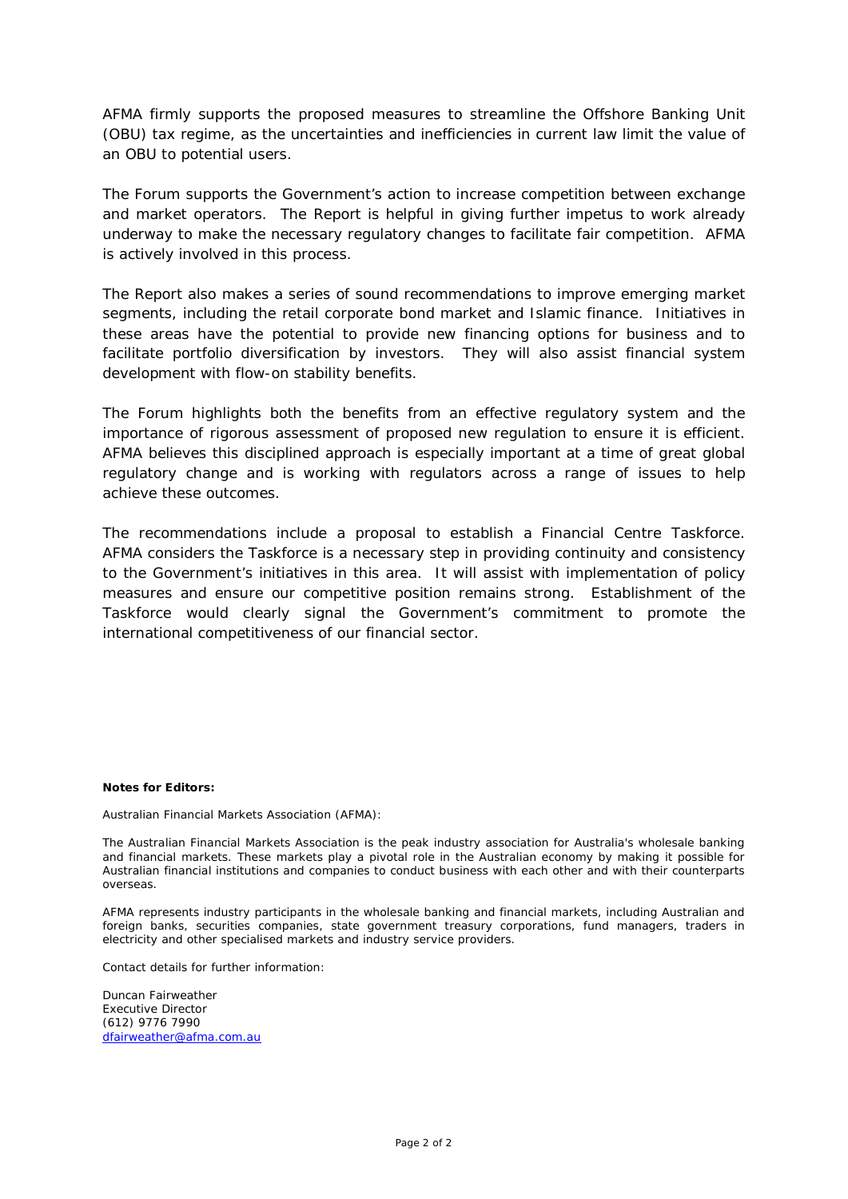AFMA firmly supports the proposed measures to streamline the Offshore Banking Unit (OBU) tax regime, as the uncertainties and inefficiencies in current law limit the value of an OBU to potential users.

The Forum supports the Government's action to increase competition between exchange and market operators. The Report is helpful in giving further impetus to work already underway to make the necessary regulatory changes to facilitate fair competition. AFMA is actively involved in this process.

The Report also makes a series of sound recommendations to improve emerging market segments, including the retail corporate bond market and Islamic finance. Initiatives in these areas have the potential to provide new financing options for business and to facilitate portfolio diversification by investors. They will also assist financial system development with flow-on stability benefits.

The Forum highlights both the benefits from an effective regulatory system and the importance of rigorous assessment of proposed new regulation to ensure it is efficient. AFMA believes this disciplined approach is especially important at a time of great global regulatory change and is working with regulators across a range of issues to help achieve these outcomes.

The recommendations include a proposal to establish a Financial Centre Taskforce. AFMA considers the Taskforce is a necessary step in providing continuity and consistency to the Government's initiatives in this area. It will assist with implementation of policy measures and ensure our competitive position remains strong. Establishment of the Taskforce would clearly signal the Government's commitment to promote the international competitiveness of our financial sector.

**Notes for Editors:**

Australian Financial Markets Association (AFMA):

The Australian Financial Markets Association is the peak industry association for Australia's wholesale banking and financial markets. These markets play a pivotal role in the Australian economy by making it possible for Australian financial institutions and companies to conduct business with each other and with their counterparts overseas.

AFMA represents industry participants in the wholesale banking and financial markets, including Australian and foreign banks, securities companies, state government treasury corporations, fund managers, traders in electricity and other specialised markets and industry service providers.

Contact details for further information:

Duncan Fairweather  
Executive Director  
(612) 9776 7990  
dfairweather@afma.com.au